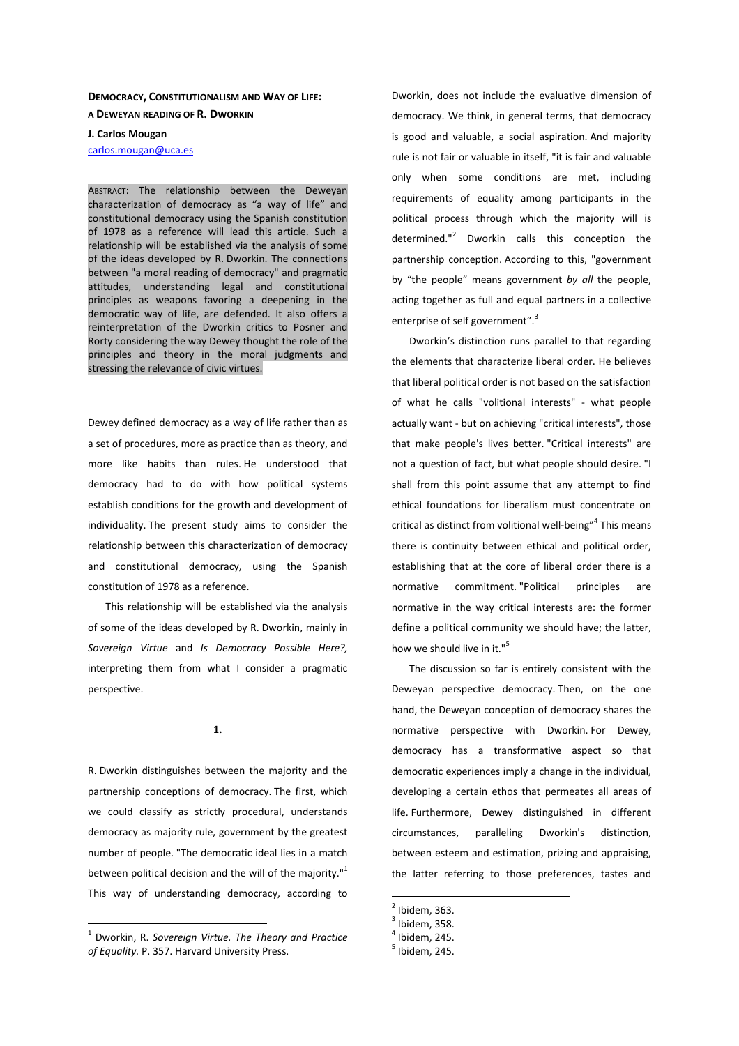# DEMOCRACY, CONSTITUTIONALISM AND WAY OF LIFE: A DEWEYAN READING OF R. DWORKIN

**J. Carlos Mougan**

carlos.mougan@uca.es

ABSTRACT: The relationship between the Deweyan characterization of democracy as "a way of life" and constitutional democracy using the Spanish constitution of 1978 as a reference will lead this article. Such a relationship will be established via the analysis of some of the ideas developed by R. Dworkin. The connections between "a moral reading of democracy" and pragmatic attitudes, understanding legal and constitutional principles as weapons favoring a deepening in the democratic way of life, are defended. It also offers a reinterpretation of the Dworkin critics to Posner and Rorty considering the way Dewey thought the role of the principles and theory in the moral judgments and stressing the relevance of civic virtues.

Dewey defined democracy as a way of life rather than as a set of procedures, more as practice than as theory, and more like habits than rules. He understood that democracy had to do with how political systems establish conditions for the growth and development of individuality. The present study aims to consider the relationship between this characterization of democracy and constitutional democracy, using the Spanish constitution of 1978 as a reference.

This relationship will be established via the analysis of some of the ideas developed by R. Dworkin, mainly in *Sovereign Virtue* and *Is Democracy Possible Here?,* interpreting them from what I consider a pragmatic perspective.

## 1.

R. Dworkin distinguishes between the majority and the partnership conceptions of democracy. The first, which we could classify as strictly procedural, understands democracy as majority rule, government by the greatest number of people. "The democratic ideal lies in a match between political decision and the will of the majority."[1] This way of understanding democracy, according to Dworkin, does not include the evaluative dimension of democracy. We think, in general terms, that democracy is good and valuable, a social aspiration. And majority rule is not fair or valuable in itself, "it is fair and valuable only when some conditions are met, including requirements of equality among participants in the political process through which the majority will is determined."[2] Dworkin calls this conception the partnership conception. According to this, "government by "the people" means government *by all* the people, acting together as full and equal partners in a collective enterprise of self government".[3]

Dworkin's distinction runs parallel to that regarding the elements that characterize liberal order. He believes that liberal political order is not based on the satisfaction of what he calls "volitional interests" - what people actually want - but on achieving "critical interests", those that make people's lives better. "Critical interests" are not a question of fact, but what people should desire. "I shall from this point assume that any attempt to find ethical foundations for liberalism must concentrate on critical as distinct from volitional well-being"[4] This means there is continuity between ethical and political order, establishing that at the core of liberal order there is a normative commitment. "Political principles are normative in the way critical interests are: the former define a political community we should have; the latter, how we should live in it."[5]

The discussion so far is entirely consistent with the Deweyan perspective democracy. Then, on the one hand, the Deweyan conception of democracy shares the normative perspective with Dworkin. For Dewey, democracy has a transformative aspect so that democratic experiences imply a change in the individual, developing a certain ethos that permeates all areas of life. Furthermore, Dewey distinguished in different circumstances, paralleling Dworkin's distinction, between esteem and estimation, prizing and appraising, the latter referring to those preferences, tastes and

---

[1] Dworkin, R. *Sovereign Virtue. The Theory and Practice of Equality.* P. 357. Harvard University Press.

[2] Ibidem, 363.

[3] Ibidem, 358.

[4] Ibidem, 245.

[5] Ibidem, 245.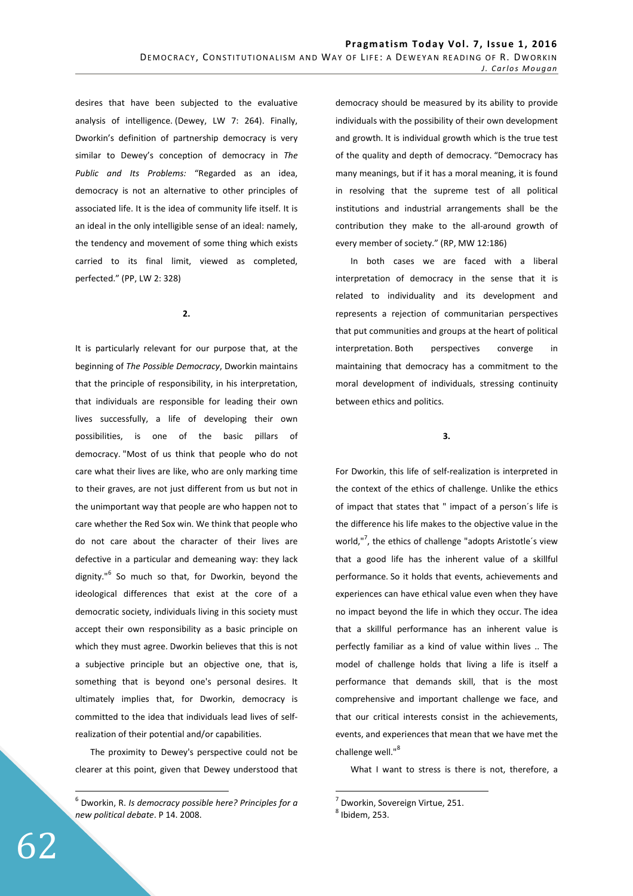desires that have been subjected to the evaluative analysis of intelligence. (Dewey, LW 7: 264). Finally, Dworkin's definition of partnership democracy is very similar to Dewey's conception of democracy in *The Public and Its Problems:* "Regarded as an idea, democracy is not an alternative to other principles of associated life. It is the idea of community life itself. It is an ideal in the only intelligible sense of an ideal: namely, the tendency and movement of some thing which exists carried to its final limit, viewed as completed, perfected." (PP, LW 2: 328)

**2.**

It is particularly relevant for our purpose that, at the beginning of *The Possible Democracy*, Dworkin maintains that the principle of responsibility, in his interpretation, that individuals are responsible for leading their own lives successfully, a life of developing their own possibilities, is one of the basic pillars of democracy. "Most of us think that people who do not care what their lives are like, who are only marking time to their graves, are not just different from us but not in the unimportant way that people are who happen not to care whether the Red Sox win. We think that people who do not care about the character of their lives are defective in a particular and demeaning way: they lack dignity."[6] So much so that, for Dworkin, beyond the ideological differences that exist at the core of a democratic society, individuals living in this society must accept their own responsibility as a basic principle on which they must agree. Dworkin believes that this is not a subjective principle but an objective one, that is, something that is beyond one's personal desires. It ultimately implies that, for Dworkin, democracy is committed to the idea that individuals lead lives of self-realization of their potential and/or capabilities.

The proximity to Dewey's perspective could not be clearer at this point, given that Dewey understood that democracy should be measured by its ability to provide individuals with the possibility of their own development and growth. It is individual growth which is the true test of the quality and depth of democracy. "Democracy has many meanings, but if it has a moral meaning, it is found in resolving that the supreme test of all political institutions and industrial arrangements shall be the contribution they make to the all-around growth of every member of society." (RP, MW 12:186)

In both cases we are faced with a liberal interpretation of democracy in the sense that it is related to individuality and its development and represents a rejection of communitarian perspectives that put communities and groups at the heart of political interpretation. Both perspectives converge in maintaining that democracy has a commitment to the moral development of individuals, stressing continuity between ethics and politics.

**3.**

For Dworkin, this life of self-realization is interpreted in the context of the ethics of challenge. Unlike the ethics of impact that states that " impact of a person´s life is the difference his life makes to the objective value in the world,"[7], the ethics of challenge "adopts Aristotle´s view that a good life has the inherent value of a skillful performance. So it holds that events, achievements and experiences can have ethical value even when they have no impact beyond the life in which they occur. The idea that a skillful performance has an inherent value is perfectly familiar as a kind of value within lives .. The model of challenge holds that living a life is itself a performance that demands skill, that is the most comprehensive and important challenge we face, and that our critical interests consist in the achievements, events, and experiences that mean that we have met the challenge well."[8]

What I want to stress is there is not, therefore, a

---

[6] Dworkin, R. *Is democracy possible here? Principles for a new political debate*. P 14. 2008.

[7] Dworkin, Sovereign Virtue, 251.

[8] Ibidem, 253.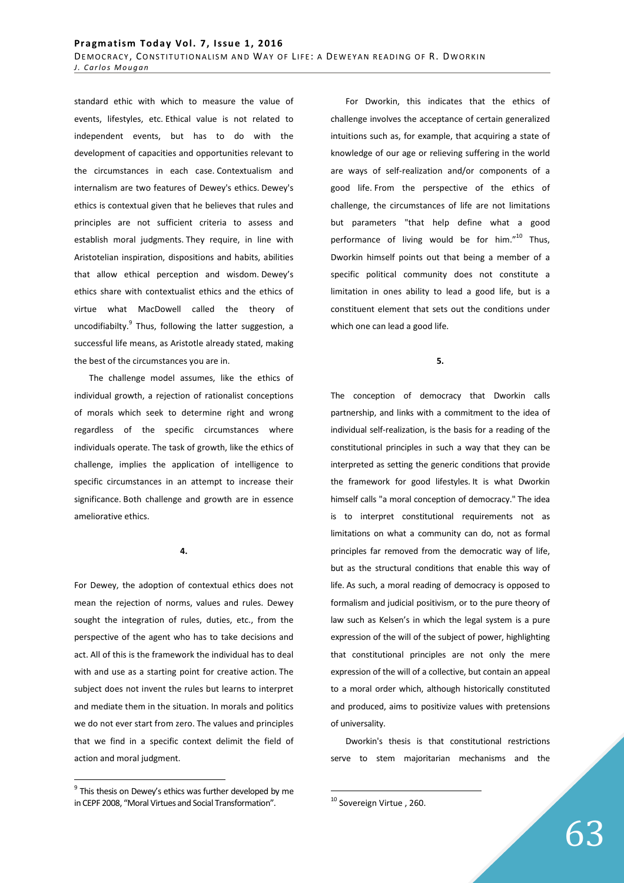standard ethic with which to measure the value of events, lifestyles, etc. Ethical value is not related to independent events, but has to do with the development of capacities and opportunities relevant to the circumstances in each case. Contextualism and internalism are two features of Dewey's ethics. Dewey's ethics is contextual given that he believes that rules and principles are not sufficient criteria to assess and establish moral judgments. They require, in line with Aristotelian inspiration, dispositions and habits, abilities that allow ethical perception and wisdom. Dewey's ethics share with contextualist ethics and the ethics of virtue what MacDowell called the theory of uncodifiabilty.[9] Thus, following the latter suggestion, a successful life means, as Aristotle already stated, making the best of the circumstances you are in.

The challenge model assumes, like the ethics of individual growth, a rejection of rationalist conceptions of morals which seek to determine right and wrong regardless of the specific circumstances where individuals operate. The task of growth, like the ethics of challenge, implies the application of intelligence to specific circumstances in an attempt to increase their significance. Both challenge and growth are in essence ameliorative ethics.

**4.**

For Dewey, the adoption of contextual ethics does not mean the rejection of norms, values and rules. Dewey sought the integration of rules, duties, etc., from the perspective of the agent who has to take decisions and act. All of this is the framework the individual has to deal with and use as a starting point for creative action. The subject does not invent the rules but learns to interpret and mediate them in the situation. In morals and politics we do not ever start from zero. The values and principles that we find in a specific context delimit the field of action and moral judgment.

For Dworkin, this indicates that the ethics of challenge involves the acceptance of certain generalized intuitions such as, for example, that acquiring a state of knowledge of our age or relieving suffering in the world are ways of self-realization and/or components of a good life. From the perspective of the ethics of challenge, the circumstances of life are not limitations but parameters "that help define what a good performance of living would be for him."[10] Thus, Dworkin himself points out that being a member of a specific political community does not constitute a limitation in ones ability to lead a good life, but is a constituent element that sets out the conditions under which one can lead a good life.

**5.**

The conception of democracy that Dworkin calls partnership, and links with a commitment to the idea of individual self-realization, is the basis for a reading of the constitutional principles in such a way that they can be interpreted as setting the generic conditions that provide the framework for good lifestyles. It is what Dworkin himself calls "a moral conception of democracy." The idea is to interpret constitutional requirements not as limitations on what a community can do, not as formal principles far removed from the democratic way of life, but as the structural conditions that enable this way of life. As such, a moral reading of democracy is opposed to formalism and judicial positivism, or to the pure theory of law such as Kelsen's in which the legal system is a pure expression of the will of the subject of power, highlighting that constitutional principles are not only the mere expression of the will of a collective, but contain an appeal to a moral order which, although historically constituted and produced, aims to positivize values with pretensions of universality.

Dworkin's thesis is that constitutional restrictions serve to stem majoritarian mechanisms and the

---

[9] This thesis on Dewey's ethics was further developed by me in CEPF 2008, "Moral Virtues and Social Transformation".

[10] Sovereign Virtue , 260.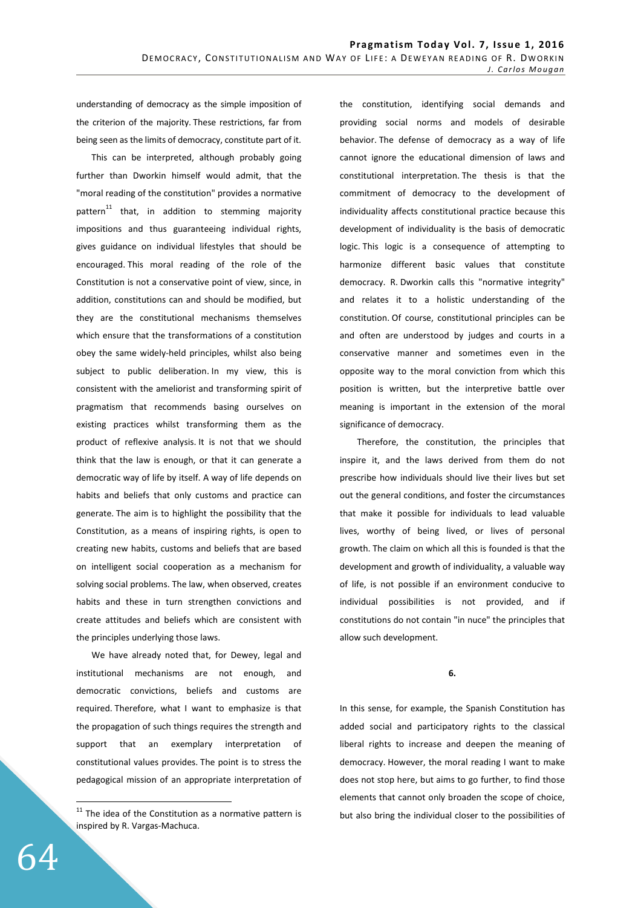understanding of democracy as the simple imposition of the criterion of the majority. These restrictions, far from being seen as the limits of democracy, constitute part of it.

This can be interpreted, although probably going further than Dworkin himself would admit, that the "moral reading of the constitution" provides a normative pattern[11] that, in addition to stemming majority impositions and thus guaranteeing individual rights, gives guidance on individual lifestyles that should be encouraged. This moral reading of the role of the Constitution is not a conservative point of view, since, in addition, constitutions can and should be modified, but they are the constitutional mechanisms themselves which ensure that the transformations of a constitution obey the same widely-held principles, whilst also being subject to public deliberation. In my view, this is consistent with the ameliorist and transforming spirit of pragmatism that recommends basing ourselves on existing practices whilst transforming them as the product of reflexive analysis. It is not that we should think that the law is enough, or that it can generate a democratic way of life by itself. A way of life depends on habits and beliefs that only customs and practice can generate. The aim is to highlight the possibility that the Constitution, as a means of inspiring rights, is open to creating new habits, customs and beliefs that are based on intelligent social cooperation as a mechanism for solving social problems. The law, when observed, creates habits and these in turn strengthen convictions and create attitudes and beliefs which are consistent with the principles underlying those laws.

We have already noted that, for Dewey, legal and institutional mechanisms are not enough, and democratic convictions, beliefs and customs are required. Therefore, what I want to emphasize is that the propagation of such things requires the strength and support that an exemplary interpretation of constitutional values provides. The point is to stress the pedagogical mission of an appropriate interpretation of the constitution, identifying social demands and providing social norms and models of desirable behavior. The defense of democracy as a way of life cannot ignore the educational dimension of laws and constitutional interpretation. The thesis is that the commitment of democracy to the development of individuality affects constitutional practice because this development of individuality is the basis of democratic logic. This logic is a consequence of attempting to harmonize different basic values that constitute democracy. R. Dworkin calls this "normative integrity" and relates it to a holistic understanding of the constitution. Of course, constitutional principles can be and often are understood by judges and courts in a conservative manner and sometimes even in the opposite way to the moral conviction from which this position is written, but the interpretive battle over meaning is important in the extension of the moral significance of democracy.

Therefore, the constitution, the principles that inspire it, and the laws derived from them do not prescribe how individuals should live their lives but set out the general conditions, and foster the circumstances that make it possible for individuals to lead valuable lives, worthy of being lived, or lives of personal growth. The claim on which all this is founded is that the development and growth of individuality, a valuable way of life, is not possible if an environment conducive to individual possibilities is not provided, and if constitutions do not contain "in nuce" the principles that allow such development.

## 6.

In this sense, for example, the Spanish Constitution has added social and participatory rights to the classical liberal rights to increase and deepen the meaning of democracy. However, the moral reading I want to make does not stop here, but aims to go further, to find those elements that cannot only broaden the scope of choice, but also bring the individual closer to the possibilities of

[11] The idea of the Constitution as a normative pattern is inspired by R. Vargas-Machuca.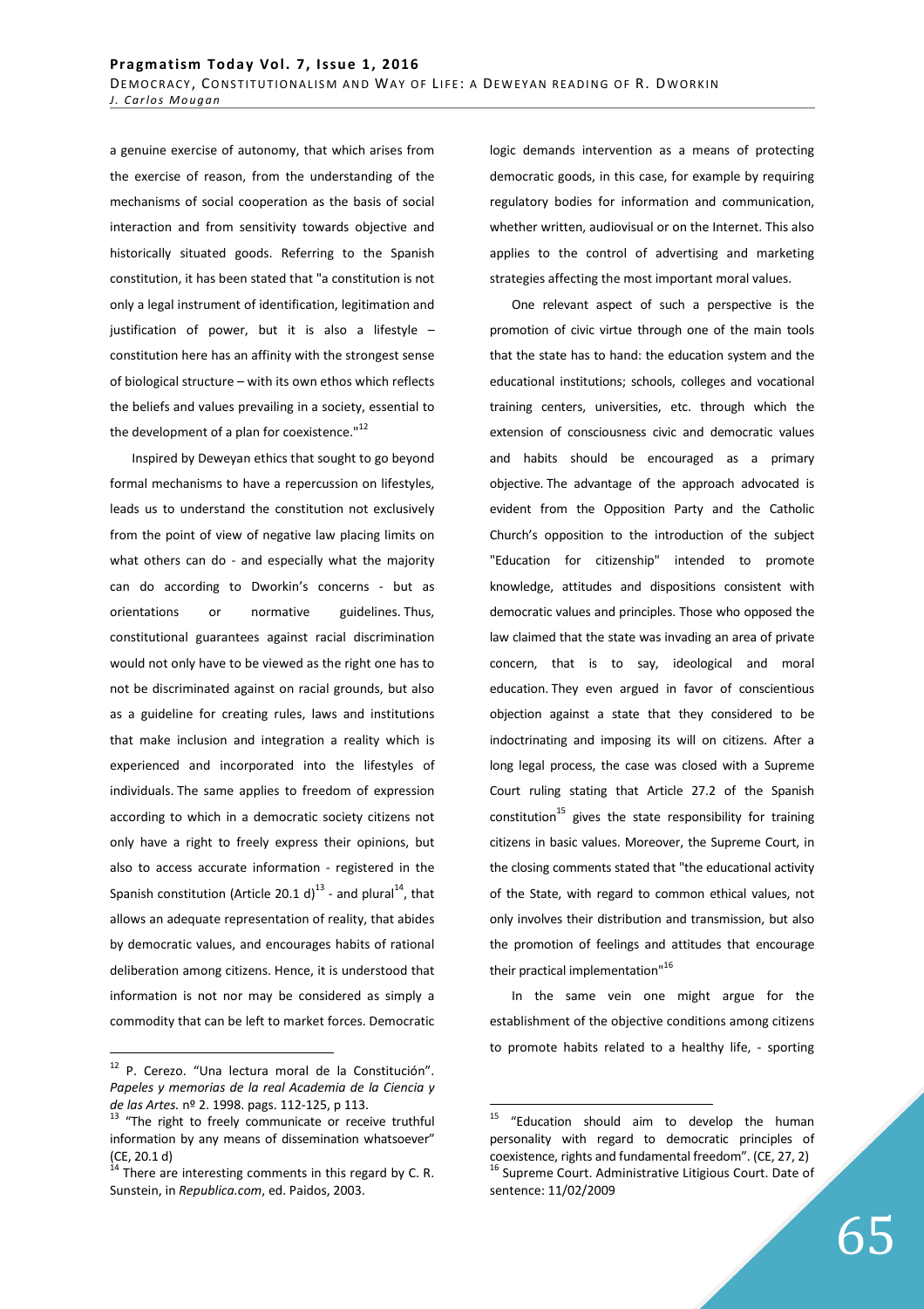a genuine exercise of autonomy, that which arises from the exercise of reason, from the understanding of the mechanisms of social cooperation as the basis of social interaction and from sensitivity towards objective and historically situated goods. Referring to the Spanish constitution, it has been stated that "a constitution is not only a legal instrument of identification, legitimation and justification of power, but it is also a lifestyle – constitution here has an affinity with the strongest sense of biological structure – with its own ethos which reflects the beliefs and values prevailing in a society, essential to the development of a plan for coexistence."[12]

Inspired by Deweyan ethics that sought to go beyond formal mechanisms to have a repercussion on lifestyles, leads us to understand the constitution not exclusively from the point of view of negative law placing limits on what others can do - and especially what the majority can do according to Dworkin's concerns - but as orientations or normative guidelines. Thus, constitutional guarantees against racial discrimination would not only have to be viewed as the right one has to not be discriminated against on racial grounds, but also as a guideline for creating rules, laws and institutions that make inclusion and integration a reality which is experienced and incorporated into the lifestyles of individuals. The same applies to freedom of expression according to which in a democratic society citizens not only have a right to freely express their opinions, but also to access accurate information - registered in the Spanish constitution (Article 20.1 d)[13] - and plural[14], that allows an adequate representation of reality, that abides by democratic values, and encourages habits of rational deliberation among citizens. Hence, it is understood that information is not nor may be considered as simply a commodity that can be left to market forces. Democratic logic demands intervention as a means of protecting democratic goods, in this case, for example by requiring regulatory bodies for information and communication, whether written, audiovisual or on the Internet. This also applies to the control of advertising and marketing strategies affecting the most important moral values.

One relevant aspect of such a perspective is the promotion of civic virtue through one of the main tools that the state has to hand: the education system and the educational institutions; schools, colleges and vocational training centers, universities, etc. through which the extension of consciousness civic and democratic values and habits should be encouraged as a primary objective. The advantage of the approach advocated is evident from the Opposition Party and the Catholic Church's opposition to the introduction of the subject "Education for citizenship" intended to promote knowledge, attitudes and dispositions consistent with democratic values and principles. Those who opposed the law claimed that the state was invading an area of private concern, that is to say, ideological and moral education. They even argued in favor of conscientious objection against a state that they considered to be indoctrinating and imposing its will on citizens. After a long legal process, the case was closed with a Supreme Court ruling stating that Article 27.2 of the Spanish constitution[15] gives the state responsibility for training citizens in basic values. Moreover, the Supreme Court, in the closing comments stated that "the educational activity of the State, with regard to common ethical values, not only involves their distribution and transmission, but also the promotion of feelings and attitudes that encourage their practical implementation"[16]

In the same vein one might argue for the establishment of the objective conditions among citizens to promote habits related to a healthy life, - sporting

---

[12] P. Cerezo. "Una lectura moral de la Constitución". *Papeles y memorias de la real Academia de la Ciencia y de las Artes.* nº 2. 1998. pags. 112-125, p 113.

[13] "The right to freely communicate or receive truthful information by any means of dissemination whatsoever" (CE, 20.1 d)

[14] There are interesting comments in this regard by C. R. Sunstein, in *Republica.com*, ed. Paidos, 2003.

[15] "Education should aim to develop the human personality with regard to democratic principles of coexistence, rights and fundamental freedom". (CE, 27, 2)

[16] Supreme Court. Administrative Litigious Court. Date of sentence: 11/02/2009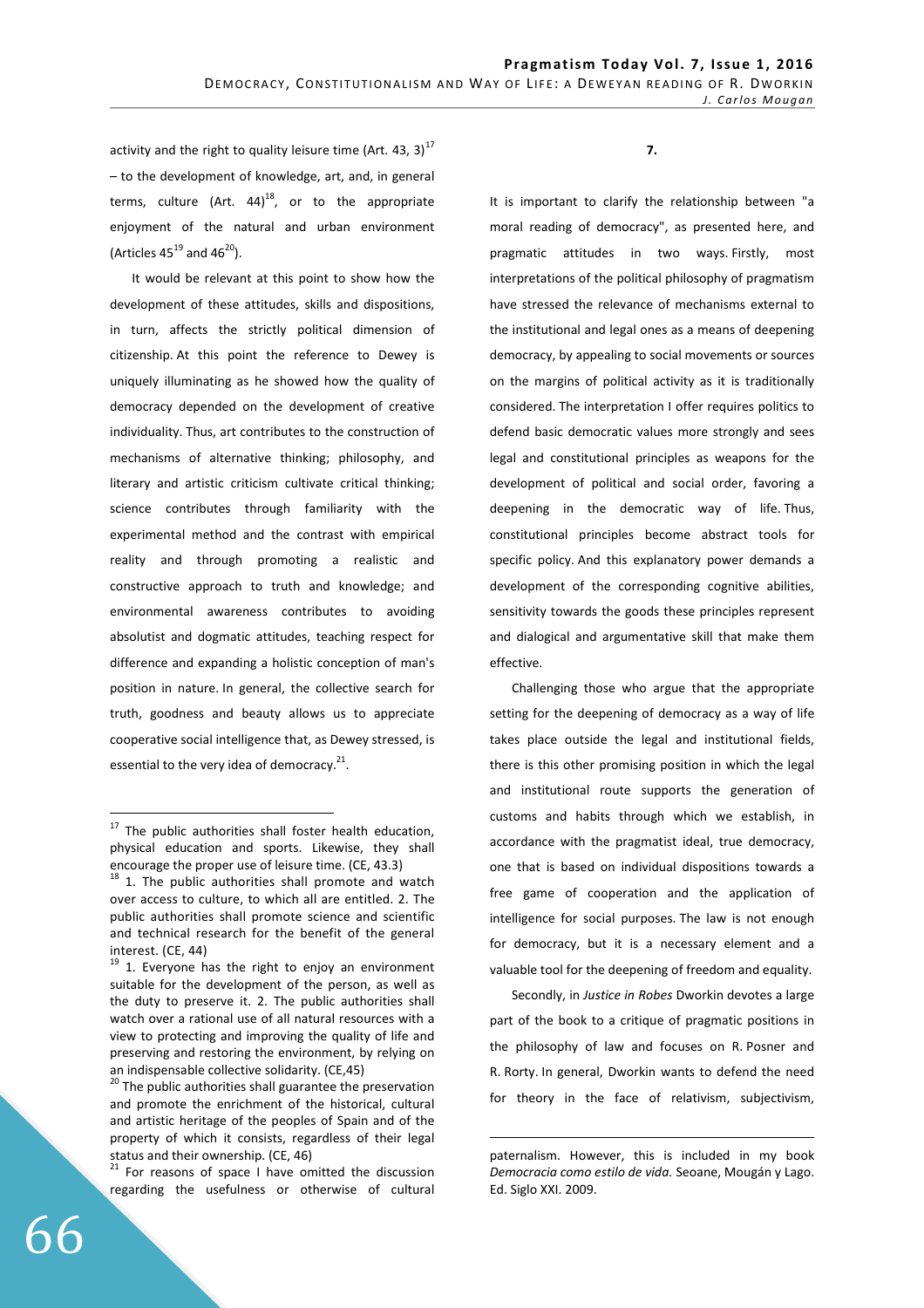activity and the right to quality leisure time (Art. 43, 3)[17] – to the development of knowledge, art, and, in general terms, culture (Art. 44)[18], or to the appropriate enjoyment of the natural and urban environment (Articles 45[19] and 46[20]).

It would be relevant at this point to show how the development of these attitudes, skills and dispositions, in turn, affects the strictly political dimension of citizenship. At this point the reference to Dewey is uniquely illuminating as he showed how the quality of democracy depended on the development of creative individuality. Thus, art contributes to the construction of mechanisms of alternative thinking; philosophy, and literary and artistic criticism cultivate critical thinking; science contributes through familiarity with the experimental method and the contrast with empirical reality and through promoting a realistic and constructive approach to truth and knowledge; and environmental awareness contributes to avoiding absolutist and dogmatic attitudes, teaching respect for difference and expanding a holistic conception of man's position in nature. In general, the collective search for truth, goodness and beauty allows us to appreciate cooperative social intelligence that, as Dewey stressed, is essential to the very idea of democracy.[21].

## 7.

It is important to clarify the relationship between "a moral reading of democracy", as presented here, and pragmatic attitudes in two ways. Firstly, most interpretations of the political philosophy of pragmatism have stressed the relevance of mechanisms external to the institutional and legal ones as a means of deepening democracy, by appealing to social movements or sources on the margins of political activity as it is traditionally considered. The interpretation I offer requires politics to defend basic democratic values more strongly and sees legal and constitutional principles as weapons for the development of political and social order, favoring a deepening in the democratic way of life. Thus, constitutional principles become abstract tools for specific policy. And this explanatory power demands a development of the corresponding cognitive abilities, sensitivity towards the goods these principles represent and dialogical and argumentative skill that make them effective.

Challenging those who argue that the appropriate setting for the deepening of democracy as a way of life takes place outside the legal and institutional fields, there is this other promising position in which the legal and institutional route supports the generation of customs and habits through which we establish, in accordance with the pragmatist ideal, true democracy, one that is based on individual dispositions towards a free game of cooperation and the application of intelligence for social purposes. The law is not enough for democracy, but it is a necessary element and a valuable tool for the deepening of freedom and equality.

Secondly, in *Justice in Robes* Dworkin devotes a large part of the book to a critique of pragmatic positions in the philosophy of law and focuses on R. Posner and R. Rorty. In general, Dworkin wants to defend the need for theory in the face of relativism, subjectivism,

---

[17] The public authorities shall foster health education, physical education and sports. Likewise, they shall encourage the proper use of leisure time. (CE, 43.3)

[18] 1. The public authorities shall promote and watch over access to culture, to which all are entitled. 2. The public authorities shall promote science and scientific and technical research for the benefit of the general interest. (CE, 44)

[19] 1. Everyone has the right to enjoy an environment suitable for the development of the person, as well as the duty to preserve it. 2. The public authorities shall watch over a rational use of all natural resources with a view to protecting and improving the quality of life and preserving and restoring the environment, by relying on an indispensable collective solidarity. (CE,45)

[20] The public authorities shall guarantee the preservation and promote the enrichment of the historical, cultural and artistic heritage of the peoples of Spain and of the property of which it consists, regardless of their legal status and their ownership. (CE, 46)

[21] For reasons of space I have omitted the discussion regarding the usefulness or otherwise of cultural paternalism. However, this is included in my book *Democracia como estilo de vida.* Seoane, Mougán y Lago. Ed. Siglo XXI. 2009.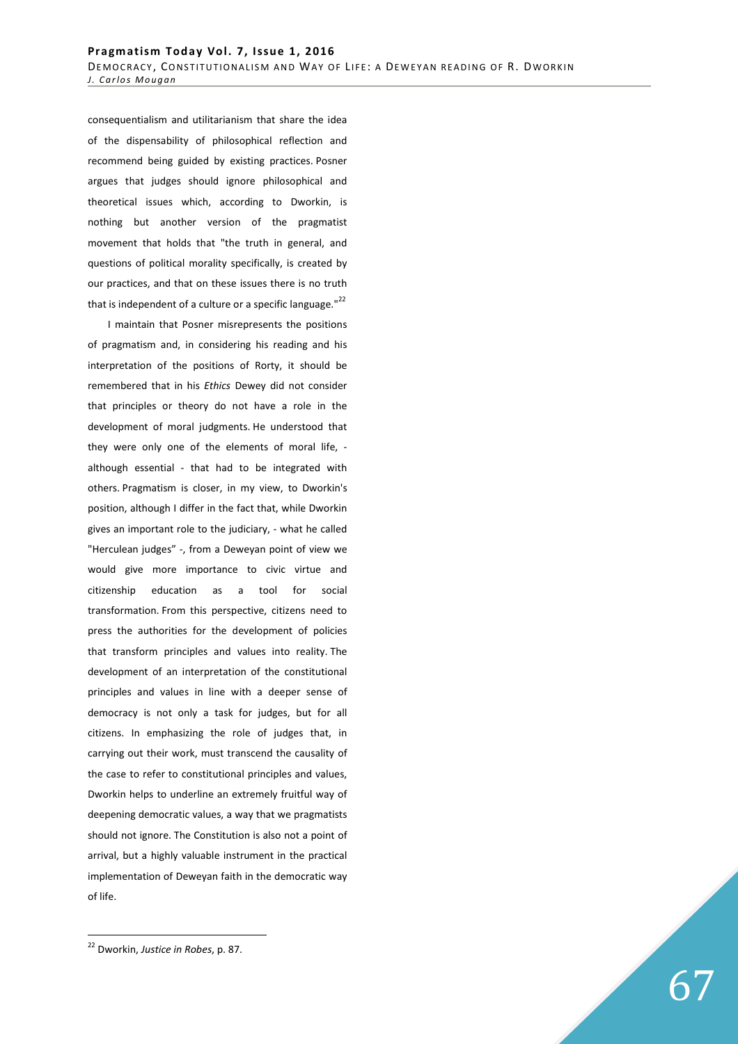consequentialism and utilitarianism that share the idea of the dispensability of philosophical reflection and recommend being guided by existing practices. Posner argues that judges should ignore philosophical and theoretical issues which, according to Dworkin, is nothing but another version of the pragmatist movement that holds that "the truth in general, and questions of political morality specifically, is created by our practices, and that on these issues there is no truth that is independent of a culture or a specific language."[22]

I maintain that Posner misrepresents the positions of pragmatism and, in considering his reading and his interpretation of the positions of Rorty, it should be remembered that in his *Ethics* Dewey did not consider that principles or theory do not have a role in the development of moral judgments. He understood that they were only one of the elements of moral life, - although essential - that had to be integrated with others. Pragmatism is closer, in my view, to Dworkin's position, although I differ in the fact that, while Dworkin gives an important role to the judiciary, - what he called "Herculean judges" -, from a Deweyan point of view we would give more importance to civic virtue and citizenship education as a tool for social transformation. From this perspective, citizens need to press the authorities for the development of policies that transform principles and values into reality. The development of an interpretation of the constitutional principles and values in line with a deeper sense of democracy is not only a task for judges, but for all citizens. In emphasizing the role of judges that, in carrying out their work, must transcend the causality of the case to refer to constitutional principles and values, Dworkin helps to underline an extremely fruitful way of deepening democratic values, a way that we pragmatists should not ignore. The Constitution is also not a point of arrival, but a highly valuable instrument in the practical implementation of Deweyan faith in the democratic way of life.

---

[22] Dworkin, *Justice in Robes*, p. 87.